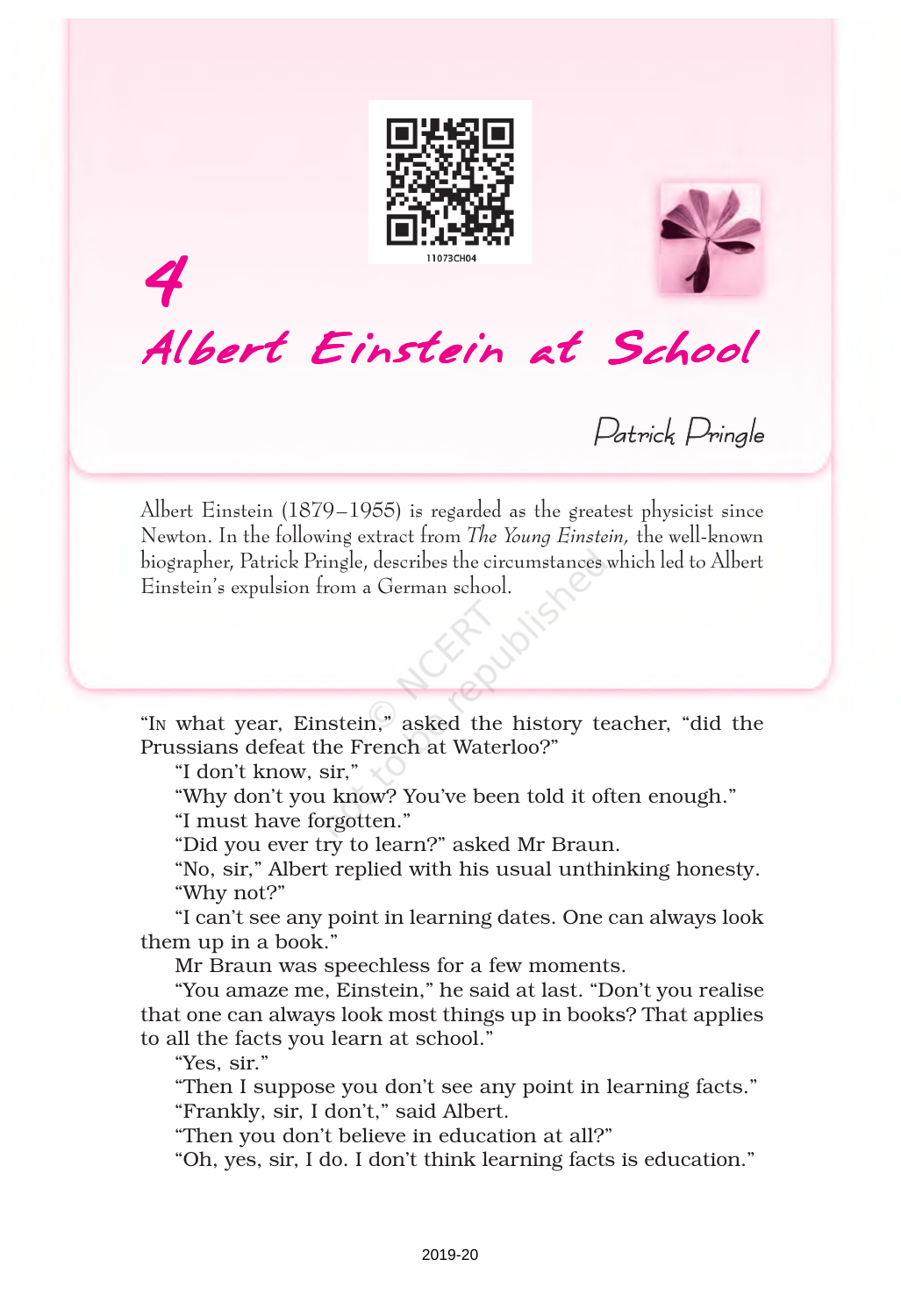# 4 Albert Einstein at School

*Patrick Pringle*

Albert Einstein (1879–1955) is regarded as the greatest physicist since Newton. In the following extract from *The Young Einstein,* the well-known biographer, Patrick Pringle, describes the circumstances which led to Albert Einstein's expulsion from a German school.

"IN what year, Einstein," asked the history teacher, "did the Prussians defeat the French at Waterloo?"

"I don't know, sir,"

"Why don't you know? You've been told it often enough."

"I must have forgotten."

"Did you ever try to learn?" asked Mr Braun.

"No, sir," Albert replied with his usual unthinking honesty.

"Why not?"

"I can't see any point in learning dates. One can always look them up in a book."

Mr Braun was speechless for a few moments.

"You amaze me, Einstein," he said at last. "Don't you realise that one can always look most things up in books? That applies to all the facts you learn at school."

"Yes, sir."

"Then I suppose you don't see any point in learning facts."

"Frankly, sir, I don't," said Albert.

"Then you don't believe in education at all?"

"Oh, yes, sir, I do. I don't think learning facts is education."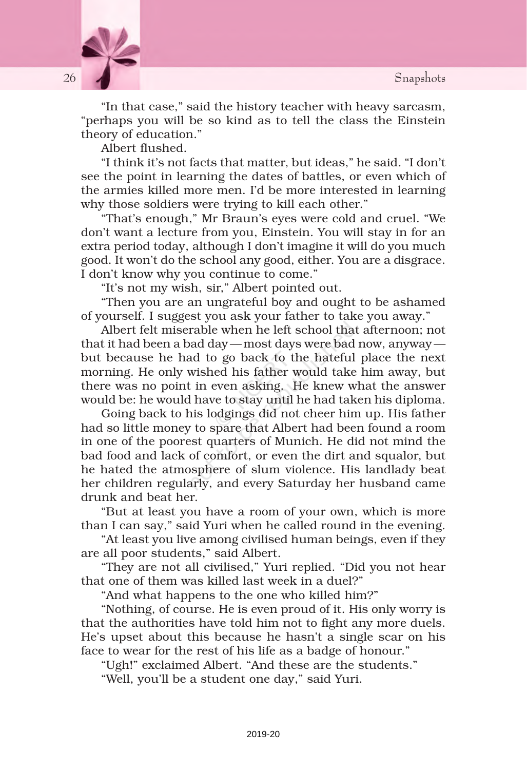"In that case," said the history teacher with heavy sarcasm, "perhaps you will be so kind as to tell the class the Einstein theory of education."

Albert flushed.

"I think it's not facts that matter, but ideas," he said. "I don't see the point in learning the dates of battles, or even which of the armies killed more men. I'd be more interested in learning why those soldiers were trying to kill each other."

"That's enough," Mr Braun's eyes were cold and cruel. "We don't want a lecture from you, Einstein. You will stay in for an extra period today, although I don't imagine it will do you much good. It won't do the school any good, either. You are a disgrace. I don't know why you continue to come."

"It's not my wish, sir," Albert pointed out.

"Then you are an ungrateful boy and ought to be ashamed of yourself. I suggest you ask your father to take you away."

Albert felt miserable when he left school that afternoon; not that it had been a bad day — most days were bad now, anyway — but because he had to go back to the hateful place the next morning. He only wished his father would take him away, but there was no point in even asking. He knew what the answer would be: he would have to stay until he had taken his diploma.

Going back to his lodgings did not cheer him up. His father had so little money to spare that Albert had been found a room in one of the poorest quarters of Munich. He did not mind the bad food and lack of comfort, or even the dirt and squalor, but he hated the atmosphere of slum violence. His landlady beat her children regularly, and every Saturday her husband came drunk and beat her.

"But at least you have a room of your own, which is more than I can say," said Yuri when he called round in the evening.

"At least you live among civilised human beings, even if they are all poor students," said Albert.

"They are not all civilised," Yuri replied. "Did you not hear that one of them was killed last week in a duel?"

"And what happens to the one who killed him?"

"Nothing, of course. He is even proud of it. His only worry is that the authorities have told him not to fight any more duels. He's upset about this because he hasn't a single scar on his face to wear for the rest of his life as a badge of honour."

"Ugh!" exclaimed Albert. "And these are the students."

"Well, you'll be a student one day," said Yuri.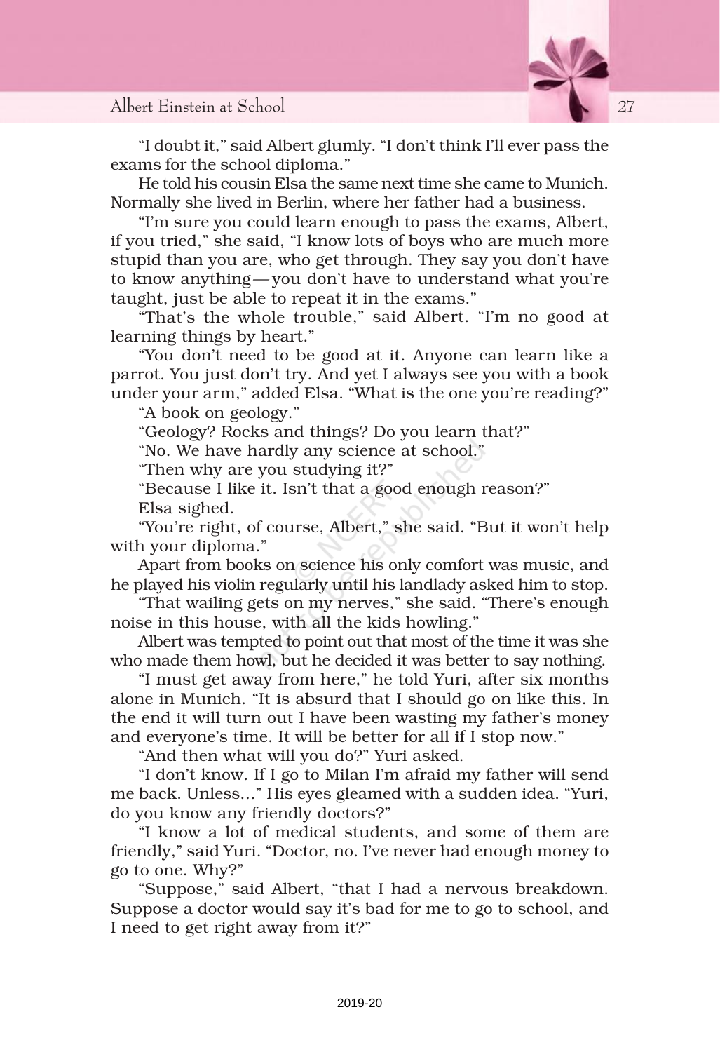"I doubt it," said Albert glumly. "I don't think I'll ever pass the exams for the school diploma."

He told his cousin Elsa the same next time she came to Munich. Normally she lived in Berlin, where her father had a business.

"I'm sure you could learn enough to pass the exams, Albert, if you tried," she said, "I know lots of boys who are much more stupid than you are, who get through. They say you don't have to know anything—you don't have to understand what you're taught, just be able to repeat it in the exams."

"That's the whole trouble," said Albert. "I'm no good at learning things by heart."

"You don't need to be good at it. Anyone can learn like a parrot. You just don't try. And yet I always see you with a book under your arm," added Elsa. "What is the one you're reading?"

"A book on geology."

"Geology? Rocks and things? Do you learn that?"

"No. We have hardly any science at school."

"Then why are you studying it?"

"Because I like it. Isn't that a good enough reason?"

Elsa sighed.

"You're right, of course, Albert," she said. "But it won't help with your diploma."

Apart from books on science his only comfort was music, and he played his violin regularly until his landlady asked him to stop.

"That wailing gets on my nerves," she said. "There's enough noise in this house, with all the kids howling."

Albert was tempted to point out that most of the time it was she who made them howl, but he decided it was better to say nothing.

"I must get away from here," he told Yuri, after six months alone in Munich. "It is absurd that I should go on like this. In the end it will turn out I have been wasting my father's money and everyone's time. It will be better for all if I stop now."

"And then what will you do?" Yuri asked.

"I don't know. If I go to Milan I'm afraid my father will send me back. Unless..." His eyes gleamed with a sudden idea. "Yuri, do you know any friendly doctors?"

"I know a lot of medical students, and some of them are friendly," said Yuri. "Doctor, no. I've never had enough money to go to one. Why?"

"Suppose," said Albert, "that I had a nervous breakdown. Suppose a doctor would say it's bad for me to go to school, and I need to get right away from it?"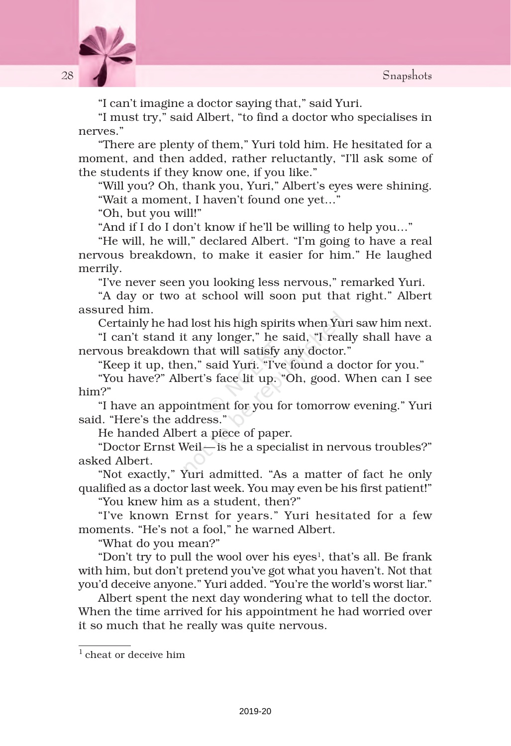"I can't imagine a doctor saying that," said Yuri.

"I must try," said Albert, "to find a doctor who specialises in nerves."

"There are plenty of them," Yuri told him. He hesitated for a moment, and then added, rather reluctantly, "I'll ask some of the students if they know one, if you like."

"Will you? Oh, thank you, Yuri," Albert's eyes were shining.

"Wait a moment, I haven't found one yet..."

"Oh, but you will!"

"And if I do I don't know if he'll be willing to help you..."

"He will, he will," declared Albert. "I'm going to have a real nervous breakdown, to make it easier for him." He laughed merrily.

"I've never seen you looking less nervous," remarked Yuri.

"A day or two at school will soon put that right." Albert assured him.

Certainly he had lost his high spirits when Yuri saw him next.

"I can't stand it any longer," he said, "I really shall have a nervous breakdown that will satisfy any doctor."

"Keep it up, then," said Yuri. "I've found a doctor for you."

"You have?" Albert's face lit up. "Oh, good. When can I see him?"

"I have an appointment for you for tomorrow evening." Yuri said. "Here's the address."

He handed Albert a piece of paper.

"Doctor Ernst Weil—is he a specialist in nervous troubles?" asked Albert.

"Not exactly," Yuri admitted. "As a matter of fact he only qualified as a doctor last week. You may even be his first patient!"

"You knew him as a student, then?"

"I've known Ernst for years." Yuri hesitated for a few moments. "He's not a fool," he warned Albert.

"What do you mean?"

"Don't try to pull the wool over his eyes[1], that's all. Be frank with him, but don't pretend you've got what you haven't. Not that you'd deceive anyone." Yuri added. "You're the world's worst liar."

Albert spent the next day wondering what to tell the doctor. When the time arrived for his appointment he had worried over it so much that he really was quite nervous.

---

[1] cheat or deceive him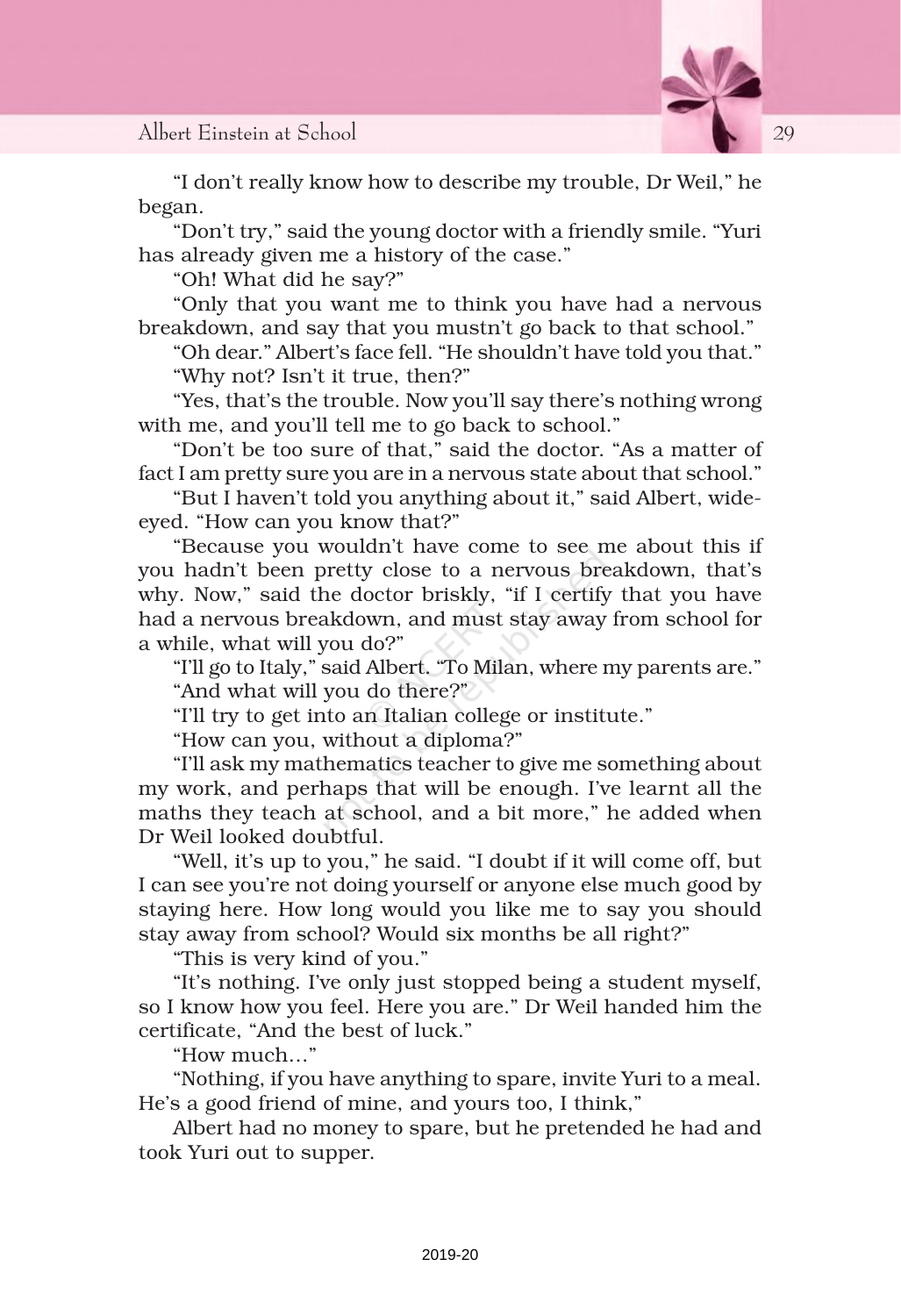"I don't really know how to describe my trouble, Dr Weil," he began.

"Don't try," said the young doctor with a friendly smile. "Yuri has already given me a history of the case."

"Oh! What did he say?"

"Only that you want me to think you have had a nervous breakdown, and say that you mustn't go back to that school."

"Oh dear." Albert's face fell. "He shouldn't have told you that."

"Why not? Isn't it true, then?"

"Yes, that's the trouble. Now you'll say there's nothing wrong with me, and you'll tell me to go back to school."

"Don't be too sure of that," said the doctor. "As a matter of fact I am pretty sure you are in a nervous state about that school."

"But I haven't told you anything about it," said Albert, wide-eyed. "How can you know that?"

"Because you wouldn't have come to see me about this if you hadn't been pretty close to a nervous breakdown, that's why. Now," said the doctor briskly, "if I certify that you have had a nervous breakdown, and must stay away from school for a while, what will you do?"

"I'll go to Italy," said Albert. "To Milan, where my parents are."

"And what will you do there?"

"I'll try to get into an Italian college or institute."

"How can you, without a diploma?"

"I'll ask my mathematics teacher to give me something about my work, and perhaps that will be enough. I've learnt all the maths they teach at school, and a bit more," he added when Dr Weil looked doubtful.

"Well, it's up to you," he said. "I doubt if it will come off, but I can see you're not doing yourself or anyone else much good by staying here. How long would you like me to say you should stay away from school? Would six months be all right?"

"This is very kind of you."

"It's nothing. I've only just stopped being a student myself, so I know how you feel. Here you are." Dr Weil handed him the certificate, "And the best of luck."

"How much..."

"Nothing, if you have anything to spare, invite Yuri to a meal. He's a good friend of mine, and yours too, I think,"

Albert had no money to spare, but he pretended he had and took Yuri out to supper.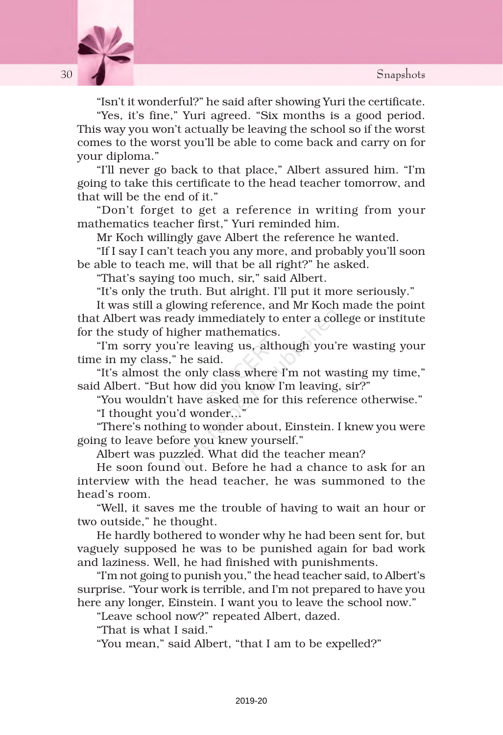"Isn't it wonderful?" he said after showing Yuri the certificate.

"Yes, it's fine," Yuri agreed. "Six months is a good period. This way you won't actually be leaving the school so if the worst comes to the worst you'll be able to come back and carry on for your diploma."

"I'll never go back to that place," Albert assured him. "I'm going to take this certificate to the head teacher tomorrow, and that will be the end of it."

"Don't forget to get a reference in writing from your mathematics teacher first," Yuri reminded him.

Mr Koch willingly gave Albert the reference he wanted.

"If I say I can't teach you any more, and probably you'll soon be able to teach me, will that be all right?" he asked.

"That's saying too much, sir," said Albert.

"It's only the truth. But alright. I'll put it more seriously."

It was still a glowing reference, and Mr Koch made the point that Albert was ready immediately to enter a college or institute for the study of higher mathematics.

"I'm sorry you're leaving us, although you're wasting your time in my class," he said.

"It's almost the only class where I'm not wasting my time," said Albert. "But how did you know I'm leaving, sir?"

"You wouldn't have asked me for this reference otherwise."

"I thought you'd wonder..."

"There's nothing to wonder about, Einstein. I knew you were going to leave before you knew yourself."

Albert was puzzled. What did the teacher mean?

He soon found out. Before he had a chance to ask for an interview with the head teacher, he was summoned to the head's room.

"Well, it saves me the trouble of having to wait an hour or two outside," he thought.

He hardly bothered to wonder why he had been sent for, but vaguely supposed he was to be punished again for bad work and laziness. Well, he had finished with punishments.

"I'm not going to punish you," the head teacher said, to Albert's surprise. "Your work is terrible, and I'm not prepared to have you here any longer, Einstein. I want you to leave the school now."

"Leave school now?" repeated Albert, dazed.

"That is what I said."

"You mean," said Albert, "that I am to be expelled?"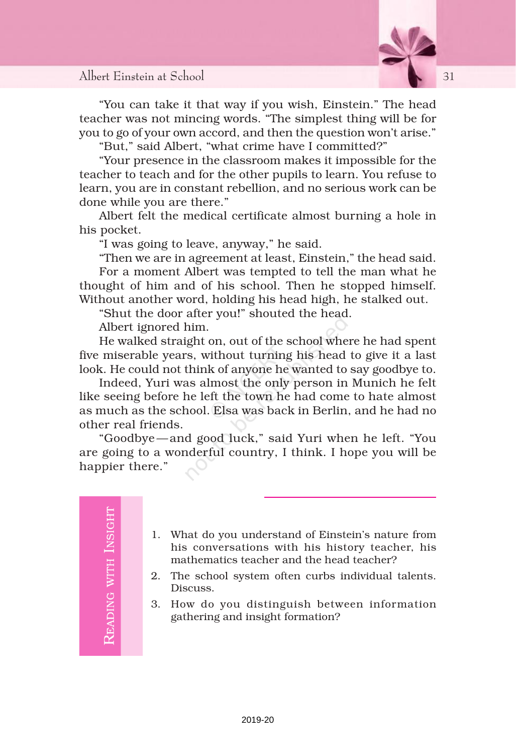"You can take it that way if you wish, Einstein." The head teacher was not mincing words. "The simplest thing will be for you to go of your own accord, and then the question won't arise."

"But," said Albert, "what crime have I committed?"

"Your presence in the classroom makes it impossible for the teacher to teach and for the other pupils to learn. You refuse to learn, you are in constant rebellion, and no serious work can be done while you are there."

Albert felt the medical certificate almost burning a hole in his pocket.

"I was going to leave, anyway," he said.

"Then we are in agreement at least, Einstein," the head said.

For a moment Albert was tempted to tell the man what he thought of him and of his school. Then he stopped himself. Without another word, holding his head high, he stalked out.

"Shut the door after you!" shouted the head.

Albert ignored him.

He walked straight on, out of the school where he had spent five miserable years, without turning his head to give it a last look. He could not think of anyone he wanted to say goodbye to.

Indeed, Yuri was almost the only person in Munich he felt like seeing before he left the town he had come to hate almost as much as the school. Elsa was back in Berlin, and he had no other real friends.

"Goodbye—and good luck," said Yuri when he left. "You are going to a wonderful country, I think. I hope you will be happier there."

## Reading with Insight

1. What do you understand of Einstein's nature from his conversations with his history teacher, his mathematics teacher and the head teacher?
2. The school system often curbs individual talents. Discuss.
3. How do you distinguish between information gathering and insight formation?